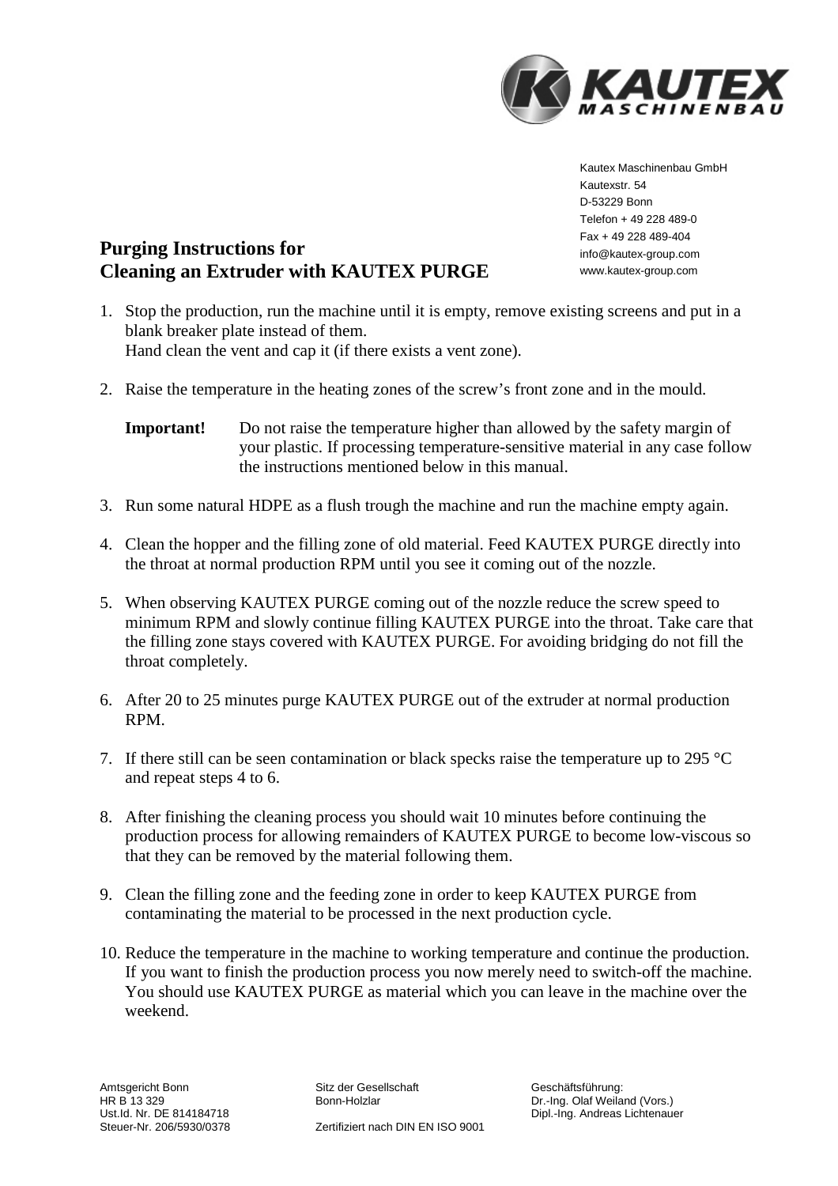Kautex Maschinenbau GmbH
Kautexstr. 54
D-53229 Bonn
Telefon + 49 228 489-0
Fax + 49 228 489-404
info@kautex-group.com
www.kautex-group.com

# Purging Instructions for Cleaning an Extruder with KAUTEX PURGE

1. Stop the production, run the machine until it is empty, remove existing screens and put in a blank breaker plate instead of them.
   Hand clean the vent and cap it (if there exists a vent zone).

2. Raise the temperature in the heating zones of the screw's front zone and in the mould.

   **Important!** Do not raise the temperature higher than allowed by the safety margin of your plastic. If processing temperature-sensitive material in any case follow the instructions mentioned below in this manual.

3. Run some natural HDPE as a flush trough the machine and run the machine empty again.

4. Clean the hopper and the filling zone of old material. Feed KAUTEX PURGE directly into the throat at normal production RPM until you see it coming out of the nozzle.

5. When observing KAUTEX PURGE coming out of the nozzle reduce the screw speed to minimum RPM and slowly continue filling KAUTEX PURGE into the throat. Take care that the filling zone stays covered with KAUTEX PURGE. For avoiding bridging do not fill the throat completely.

6. After 20 to 25 minutes purge KAUTEX PURGE out of the extruder at normal production RPM.

7. If there still can be seen contamination or black specks raise the temperature up to 295 °C and repeat steps 4 to 6.

8. After finishing the cleaning process you should wait 10 minutes before continuing the production process for allowing remainders of KAUTEX PURGE to become low-viscous so that they can be removed by the material following them.

9. Clean the filling zone and the feeding zone in order to keep KAUTEX PURGE from contaminating the material to be processed in the next production cycle.

10. Reduce the temperature in the machine to working temperature and continue the production. If you want to finish the production process you now merely need to switch-off the machine. You should use KAUTEX PURGE as material which you can leave in the machine over the weekend.

Amtsgericht Bonn
HR B 13 329
Ust.Id. Nr. DE 814184718
Steuer-Nr. 206/5930/0378

Sitz der Gesellschaft
Bonn-Holzlar

Zertifiziert nach DIN EN ISO 9001

Geschäftsführung:
Dr.-Ing. Olaf Weiland (Vors.)
Dipl.-Ing. Andreas Lichtenauer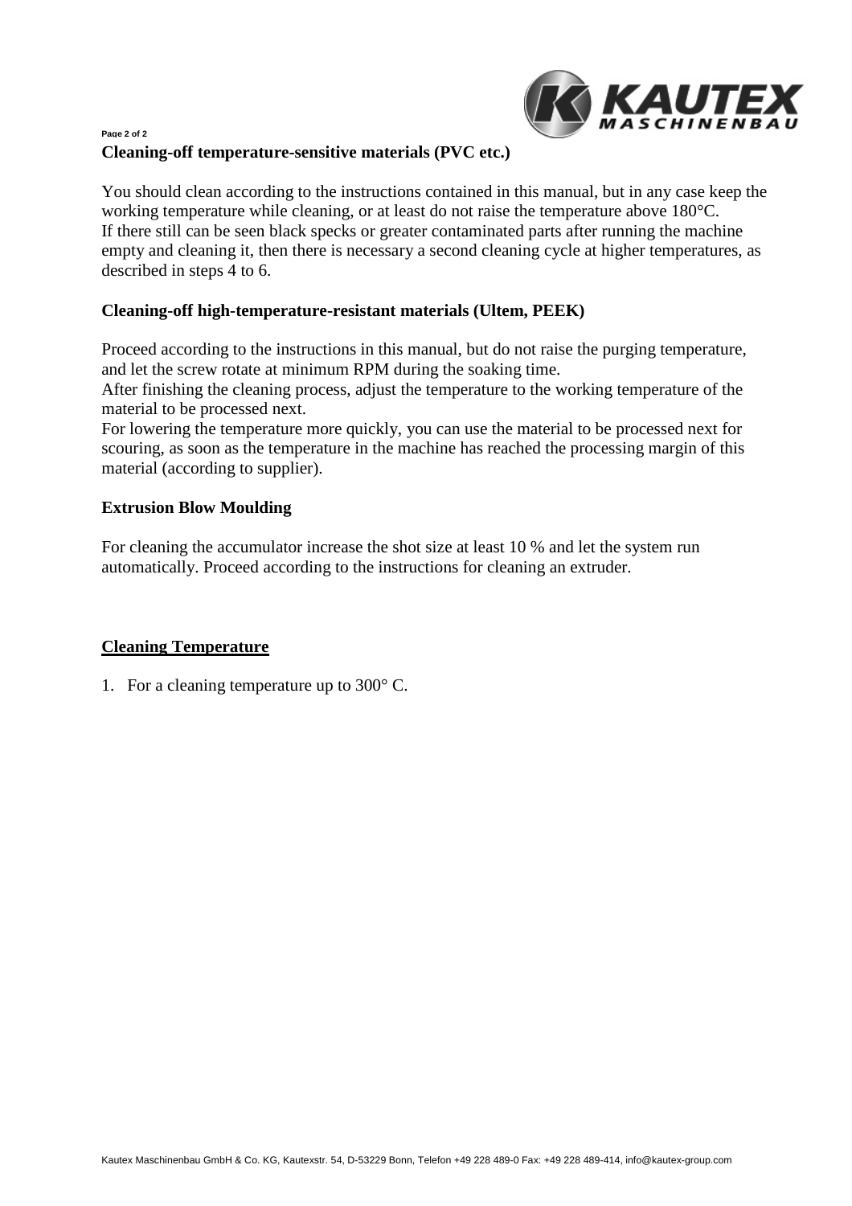## Cleaning-off temperature-sensitive materials (PVC etc.)

You should clean according to the instructions contained in this manual, but in any case keep the working temperature while cleaning, or at least do not raise the temperature above 180°C.
If there still can be seen black specks or greater contaminated parts after running the machine empty and cleaning it, then there is necessary a second cleaning cycle at higher temperatures, as described in steps 4 to 6.

## Cleaning-off high-temperature-resistant materials (Ultem, PEEK)

Proceed according to the instructions in this manual, but do not raise the purging temperature, and let the screw rotate at minimum RPM during the soaking time.
After finishing the cleaning process, adjust the temperature to the working temperature of the material to be processed next.
For lowering the temperature more quickly, you can use the material to be processed next for scouring, as soon as the temperature in the machine has reached the processing margin of this material (according to supplier).

## Extrusion Blow Moulding

For cleaning the accumulator increase the shot size at least 10 % and let the system run automatically. Proceed according to the instructions for cleaning an extruder.

## Cleaning Temperature

1. For a cleaning temperature up to 300° C.